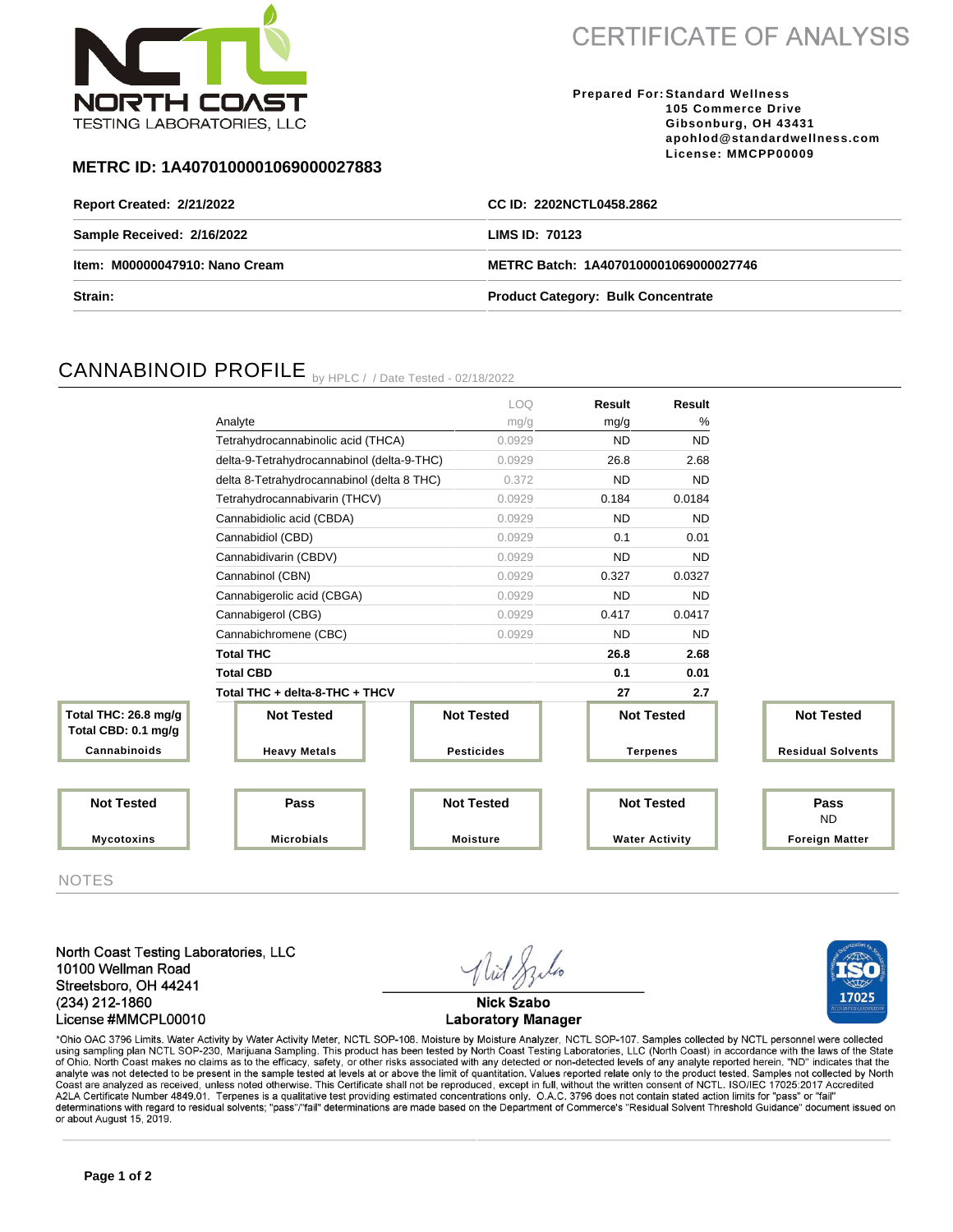NORTH COAST TESTING LABORATORIES, LLC

# CERTIFICATE OF ANALYSIS

**Prepared For:** Standard Wellness
105 Commerce Drive
Gibsonburg, OH 43431
apohlod@standardwellness.com
License: MMCPP00009

**METRC ID: 1A4070100001069000027883**

| | |
|---|---|
| **Report Created: 2/21/2022** | **CC ID: 2202NCTL0458.2862** |
| **Sample Received: 2/16/2022** | **LIMS ID: 70123** |
| **Item: M00000047910: Nano Cream** | **METRC Batch: 1A4070100001069000027746** |
| **Strain:** | **Product Category: Bulk Concentrate** |

## CANNABINOID PROFILE by HPLC / / Date Tested - 02/18/2022

| Analyte | LOQ mg/g | Result mg/g | Result % |
|---|---|---|---|
| Tetrahydrocannabinolic acid (THCA) | 0.0929 | ND | ND |
| delta-9-Tetrahydrocannabinol (delta-9-THC) | 0.0929 | 26.8 | 2.68 |
| delta 8-Tetrahydrocannabinol (delta 8 THC) | 0.372 | ND | ND |
| Tetrahydrocannabivarin (THCV) | 0.0929 | 0.184 | 0.0184 |
| Cannabidiolic acid (CBDA) | 0.0929 | ND | ND |
| Cannabidiol (CBD) | 0.0929 | 0.1 | 0.01 |
| Cannabidivarin (CBDV) | 0.0929 | ND | ND |
| Cannabinol (CBN) | 0.0929 | 0.327 | 0.0327 |
| Cannabigerolic acid (CBGA) | 0.0929 | ND | ND |
| Cannabigerol (CBG) | 0.0929 | 0.417 | 0.0417 |
| Cannabichromene (CBC) | 0.0929 | ND | ND |
| **Total THC** | | **26.8** | **2.68** |
| **Total CBD** | | **0.1** | **0.01** |
| **Total THC + delta-8-THC + THCV** | | **27** | **2.7** |

| Test | Result |
|---|---|
| Cannabinoids | Total THC: 26.8 mg/g; Total CBD: 0.1 mg/g |
| Heavy Metals | Not Tested |
| Pesticides | Not Tested |
| Terpenes | Not Tested |
| Residual Solvents | Not Tested |
| Mycotoxins | Not Tested |
| Microbials | Pass |
| Moisture | Not Tested |
| Water Activity | Not Tested |
| Foreign Matter | Pass (ND) |

## NOTES

North Coast Testing Laboratories, LLC
10100 Wellman Road
Streetsboro, OH 44241
(234) 212-1860
License #MMCPL00010

Nick Szabo
Laboratory Manager

*Ohio OAC 3796 Limits. Water Activity by Water Activity Meter, NCTL SOP-108. Moisture by Moisture Analyzer, NCTL SOP-107. Samples collected by NCTL personnel were collected using sampling plan NCTL SOP-230, Marijuana Sampling. This product has been tested by North Coast Testing Laboratories, LLC (North Coast) in accordance with the laws of the State of Ohio. North Coast makes no claims as to the efficacy, safety, or other risks associated with any detected or non-detected levels of any analyte reported herein. "ND" indicates that the analyte was not detected to be present in the sample tested at levels at or above the limit of quantitation. Values reported relate only to the product tested. Samples not collected by North Coast are analyzed as received, unless noted otherwise. This Certificate shall not be reproduced, except in full, without the written consent of NCTL. ISO/IEC 17025:2017 Accredited A2LA Certificate Number 4849.01. Terpenes is a qualitative test providing estimated concentrations only. O.A.C. 3796 does not contain stated action limits for "pass" or "fail" determinations with regard to residual solvents; "pass"/"fail" determinations are made based on the Department of Commerce's "Residual Solvent Threshold Guidance" document issued on or about August 15, 2019.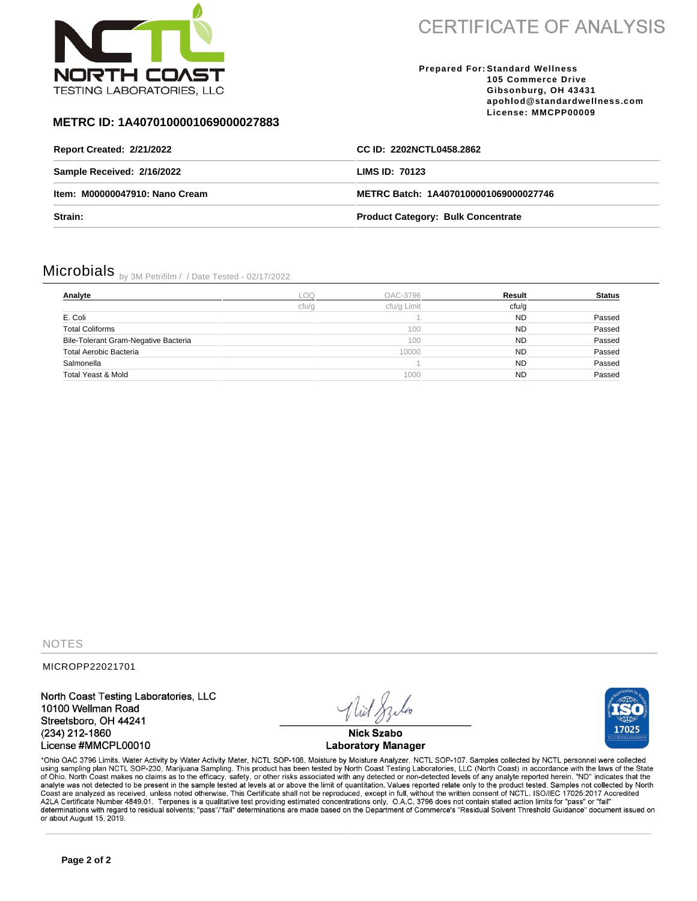# CERTIFICATE OF ANALYSIS

NORTH COAST TESTING LABORATORIES, LLC

**Prepared For:** **Standard Wellness**
**105 Commerce Drive**
**Gibsonburg, OH 43431**
**apohlod@standardwellness.com**
**License: MMCPP00009**

## METRC ID: 1A4070100001069000027883

| | |
|---|---|
| **Report Created: 2/21/2022** | **CC ID: 2202NCTL0458.2862** |
| **Sample Received: 2/16/2022** | **LIMS ID: 70123** |
| **Item: M00000047910: Nano Cream** | **METRC Batch: 1A4070100001069000027746** |
| **Strain:** | **Product Category: Bulk Concentrate** |

## Microbials by 3M Petrifilm / / Date Tested - 02/17/2022

| Analyte | LOQ | OAC-3796 | Result | Status |
|---|---|---|---|---|
| | cfu/g | cfu/g Limit | cfu/g | |
| E. Coli | | 1 | ND | Passed |
| Total Coliforms | | 100 | ND | Passed |
| Bile-Tolerant Gram-Negative Bacteria | | 100 | ND | Passed |
| Total Aerobic Bacteria | | 10000 | ND | Passed |
| Salmonella | | 1 | ND | Passed |
| Total Yeast & Mold | | 1000 | ND | Passed |

## NOTES

MICROPP22021701

North Coast Testing Laboratories, LLC
10100 Wellman Road
Streetsboro, OH 44241
(234) 212-1860
License #MMCPL00010

Nick Szabo
Laboratory Manager

ISO 17025 ACCREDITED LABORATORY

*Ohio OAC 3796 Limits. Water Activity by Water Activity Meter, NCTL SOP-108. Moisture by Moisture Analyzer, NCTL SOP-107. Samples collected by NCTL personnel were collected using sampling plan NCTL SOP-230, Marijuana Sampling. This product has been tested by North Coast Testing Laboratories, LLC (North Coast) in accordance with the laws of the State of Ohio. North Coast makes no claims as to the efficacy, safety, or other risks associated with any detected or non-detected levels of any analyte reported herein. "ND" indicates that the analyte was not detected to be present in the sample tested at levels at or above the limit of quantitation. Values reported relate only to the product tested. Samples not collected by North Coast are analyzed as received, unless noted otherwise. This Certificate shall not be reproduced, except in full, without the written consent of NCTL. ISO/IEC 17025:2017 Accredited A2LA Certificate Number 4849.01. Terpenes is a qualitative test providing estimated concentrations only. O.A.C. 3796 does not contain stated action limits for "pass" or "fail" determinations with regard to residual solvents; "pass"/"fail" determinations are made based on the Department of Commerce's "Residual Solvent Threshold Guidance" document issued on or about August 15, 2019.